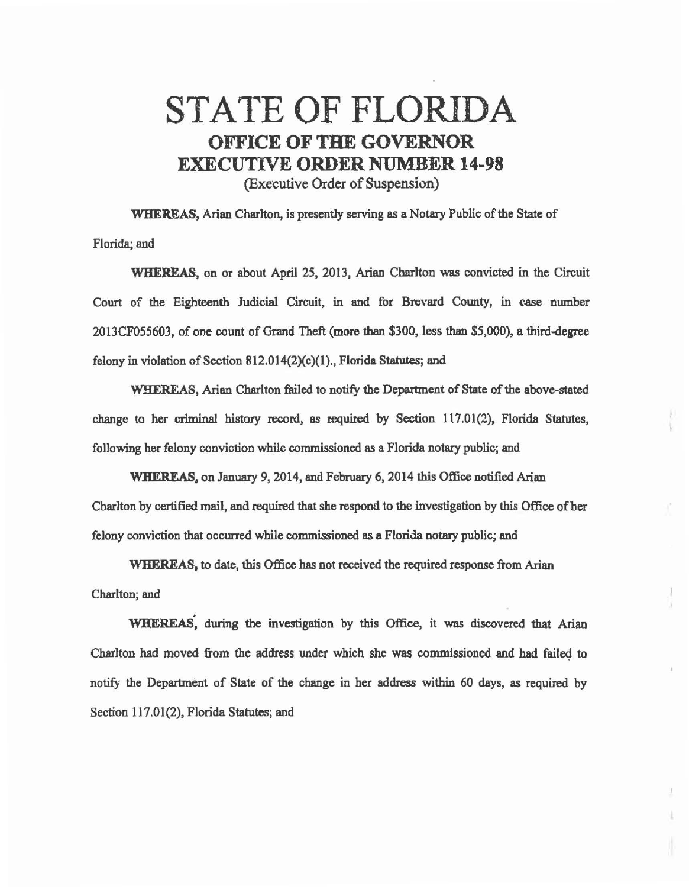# STATE OF FLORIDA

## OFFICE OF THE GOVERNOR

## EXECUTIVE ORDER NUMBER 14-98

(Executive Order of Suspension)

**WHEREAS,** Arian Charlton, is presently serving as a Notary Public of the State of Florida; and

**WHEREAS,** on or about April 25, 2013, Arian Charlton was convicted in the Circuit Court of the Eighteenth Judicial Circuit, in and for Brevard County, in case number 2013CF055603, of one count of Grand Theft (more than $300, less than $5,000), a third-degree felony in violation of Section 812.014(2)(c)(1)., Florida Statutes; and

**WHEREAS,** Arian Charlton failed to notify the Department of State of the above-stated change to her criminal history record, as required by Section 117.01(2), Florida Statutes, following her felony conviction while commissioned as a Florida notary public; and

**WHEREAS,** on January 9, 2014, and February 6, 2014 this Office notified Arian Charlton by certified mail, and required that she respond to the investigation by this Office of her felony conviction that occurred while commissioned as a Florida notary public; and

**WHEREAS,** to date, this Office has not received the required response from Arian Charlton; and

**WHEREAS,** during the investigation by this Office, it was discovered that Arian Charlton had moved from the address under which she was commissioned and had failed to notify the Department of State of the change in her address within 60 days, as required by Section 117.01(2), Florida Statutes; and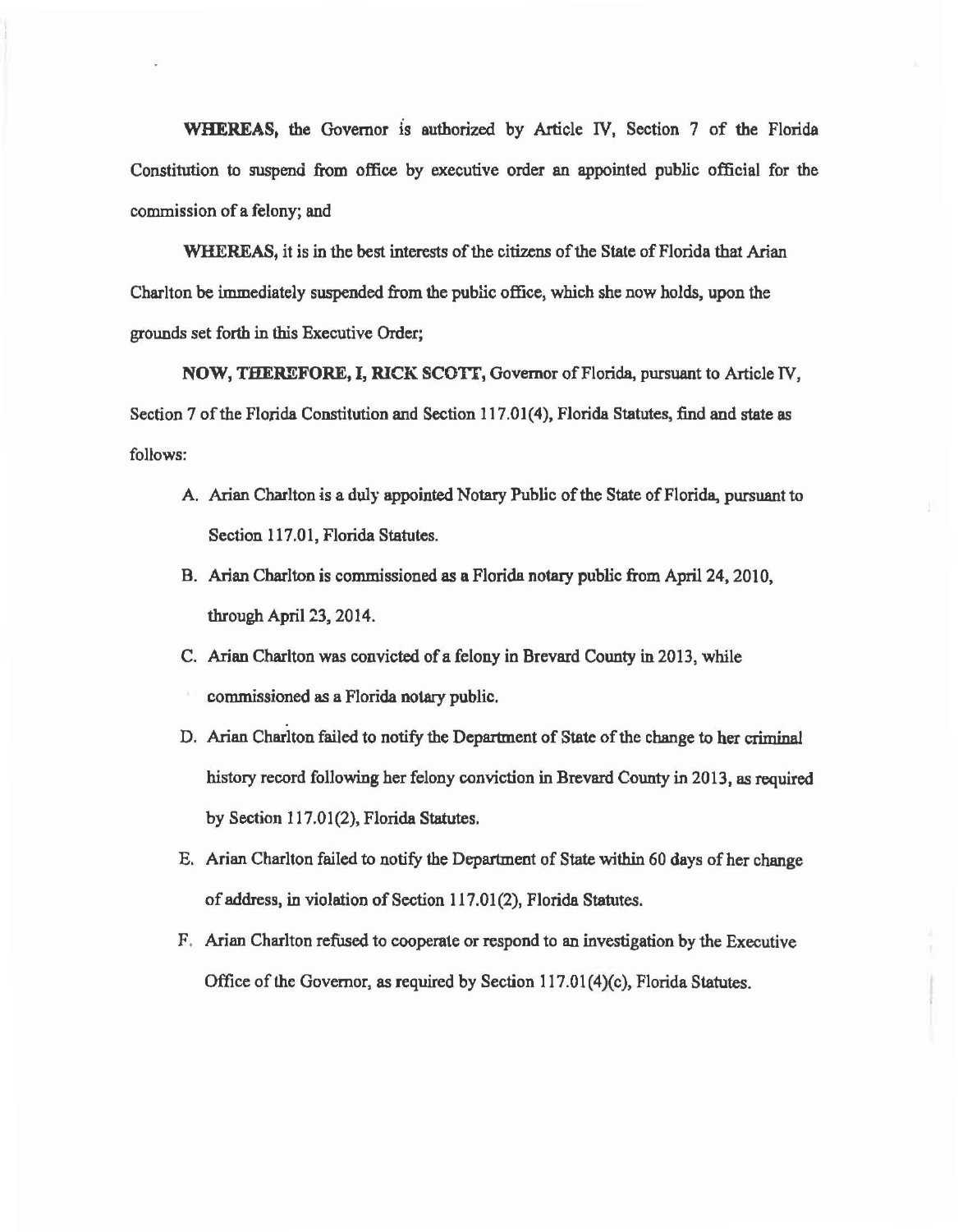**WHEREAS,** the Governor is authorized by Article IV, Section 7 of the Florida Constitution to suspend from office by executive order an appointed public official for the commission of a felony; and

**WHEREAS,** it is in the best interests of the citizens of the State of Florida that Arian Charlton be immediately suspended from the public office, which she now holds, upon the grounds set forth in this Executive Order;

**NOW, THEREFORE, I, RICK SCOTT,** Governor of Florida, pursuant to Article IV, Section 7 of the Florida Constitution and Section 117.01(4), Florida Statutes, find and state as follows:

A. Arian Charlton is a duly appointed Notary Public of the State of Florida, pursuant to Section 117.01, Florida Statutes.

B. Arian Charlton is commissioned as a Florida notary public from April 24, 2010, through April 23, 2014.

C. Arian Charlton was convicted of a felony in Brevard County in 2013, while commissioned as a Florida notary public.

D. Arian Charlton failed to notify the Department of State of the change to her criminal history record following her felony conviction in Brevard County in 2013, as required by Section 117.01(2), Florida Statutes.

E. Arian Charlton failed to notify the Department of State within 60 days of her change of address, in violation of Section 117.01(2), Florida Statutes.

F. Arian Charlton refused to cooperate or respond to an investigation by the Executive Office of the Governor, as required by Section 117.01(4)(c), Florida Statutes.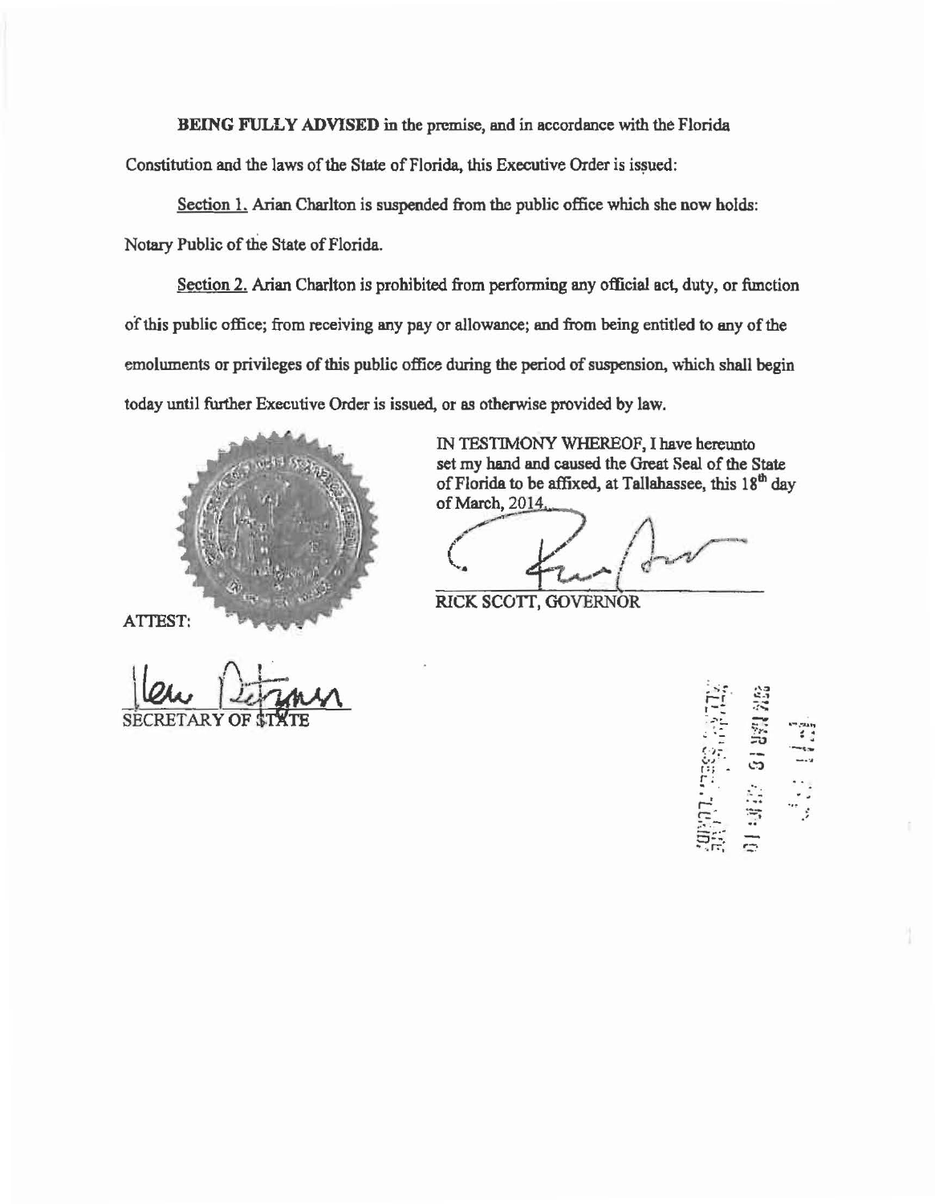**BEING FULLY ADVISED** in the premise, and in accordance with the Florida Constitution and the laws of the State of Florida, this Executive Order is issued:

Section 1. Arian Charlton is suspended from the public office which she now holds: Notary Public of the State of Florida.

Section 2. Arian Charlton is prohibited from performing any official act, duty, or function of this public office; from receiving any pay or allowance; and from being entitled to any of the emoluments or privileges of this public office during the period of suspension, which shall begin today until further Executive Order is issued, or as otherwise provided by law.

IN TESTIMONY WHEREOF, I have hereunto set my hand and caused the Great Seal of the State of Florida to be affixed, at Tallahassee, this 18th day of March, 2014.

RICK SCOTT, GOVERNOR

ATTEST:

SECRETARY OF STATE